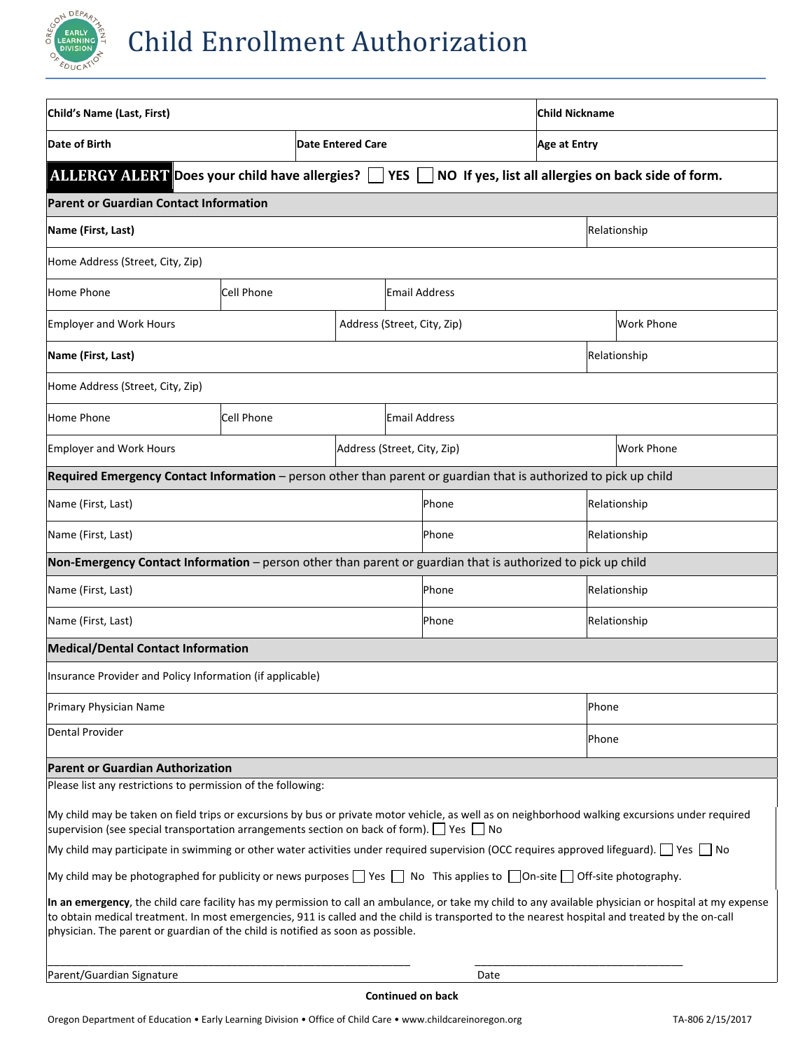# Child Enrollment Authorization

| **Child's Name (Last, First)** | | **Child Nickname** |
|---|---|---|
| **Date of Birth** | **Date Entered Care** | **Age at Entry** |

**ALLERGY ALERT** **Does your child have allergies? ☐ YES ☐ NO If yes, list all allergies on back side of form.**

**Parent or Guardian Contact Information**

| **Name (First, Last)** | | | **Relationship** |
|---|---|---|---|
| Home Address (Street, City, Zip) | | | |
| Home Phone | Cell Phone | Email Address | |
| Employer and Work Hours | Address (Street, City, Zip) | | Work Phone |
| **Name (First, Last)** | | | **Relationship** |
| Home Address (Street, City, Zip) | | | |
| Home Phone | Cell Phone | Email Address | |
| Employer and Work Hours | Address (Street, City, Zip) | | Work Phone |

**Required Emergency Contact Information** – person other than parent or guardian that is authorized to pick up child

| Name (First, Last) | Phone | Relationship |
|---|---|---|
| Name (First, Last) | Phone | Relationship |

**Non-Emergency Contact Information** – person other than parent or guardian that is authorized to pick up child

| Name (First, Last) | Phone | Relationship |
|---|---|---|
| Name (First, Last) | Phone | Relationship |

**Medical/Dental Contact Information**

| Insurance Provider and Policy Information (if applicable) | |
|---|---|
| Primary Physician Name | Phone |
| Dental Provider | Phone |

**Parent or Guardian Authorization**

Please list any restrictions to permission of the following:

My child may be taken on field trips or excursions by bus or private motor vehicle, as well as on neighborhood walking excursions under required supervision (see special transportation arrangements section on back of form). ☐ Yes ☐ No

My child may participate in swimming or other water activities under required supervision (OCC requires approved lifeguard). ☐ Yes ☐ No

My child may be photographed for publicity or news purposes ☐ Yes ☐ No This applies to ☐ On-site ☐ Off-site photography.

**In an emergency**, the child care facility has my permission to call an ambulance, or take my child to any available physician or hospital at my expense to obtain medical treatment. In most emergencies, 911 is called and the child is transported to the nearest hospital and treated by the on-call physician. The parent or guardian of the child is notified as soon as possible.

\_\_\_\_\_\_\_\_\_\_\_\_\_\_\_\_\_\_\_\_\_\_\_\_\_\_\_\_\_\_\_\_\_\_\_\_\_\_\_\_ \_\_\_\_\_\_\_\_\_\_\_\_\_\_\_\_\_\_\_\_\_\_\_\_\_\_

Parent/Guardian Signature Date

**Continued on back**

Oregon Department of Education • Early Learning Division • Office of Child Care • www.childcareinoregon.org TA-806 2/15/2017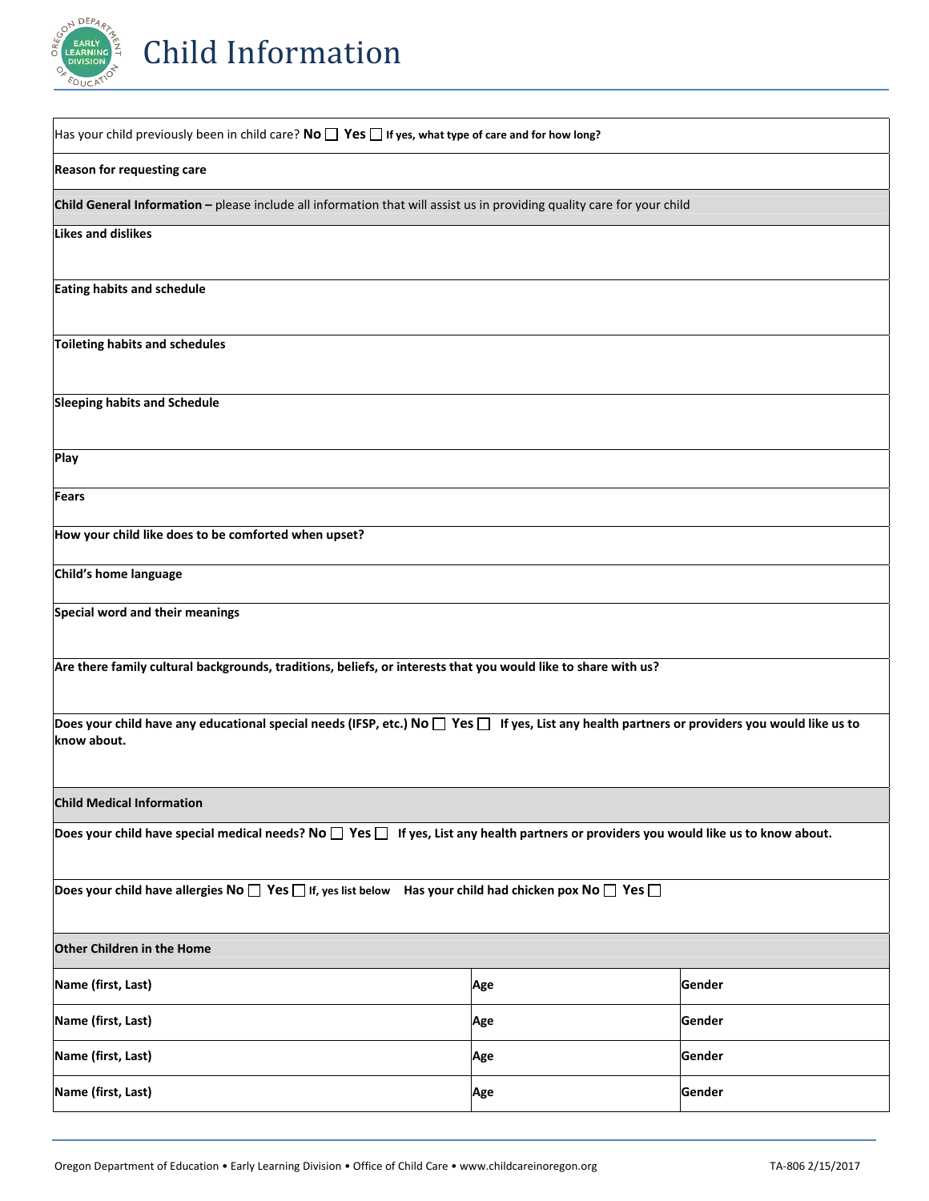# Child Information

Has your child previously been in child care? **No** ☐ **Yes** ☐ **If yes, what type of care and for how long?**

**Reason for requesting care**

**Child General Information –** please include all information that will assist us in providing quality care for your child

**Likes and dislikes**

**Eating habits and schedule**

**Toileting habits and schedules**

**Sleeping habits and Schedule**

**Play**

**Fears**

**How your child like does to be comforted when upset?**

**Child's home language**

**Special word and their meanings**

**Are there family cultural backgrounds, traditions, beliefs, or interests that you would like to share with us?**

**Does your child have any educational special needs (IFSP, etc.) No** ☐ **Yes** ☐ **If yes, List any health partners or providers you would like us to know about.**

**Child Medical Information**

**Does your child have special medical needs? No** ☐ **Yes** ☐ **If yes, List any health partners or providers you would like us to know about.**

**Does your child have allergies No** ☐ **Yes** ☐ **If, yes list below** **Has your child had chicken pox No** ☐ **Yes** ☐

**Other Children in the Home**

| | | |
|---|---|---|
| **Name (first, Last)** | **Age** | **Gender** |
| **Name (first, Last)** | **Age** | **Gender** |
| **Name (first, Last)** | **Age** | **Gender** |
| **Name (first, Last)** | **Age** | **Gender** |

Oregon Department of Education • Early Learning Division • Office of Child Care • www.childcareinoregon.org TA-806 2/15/2017